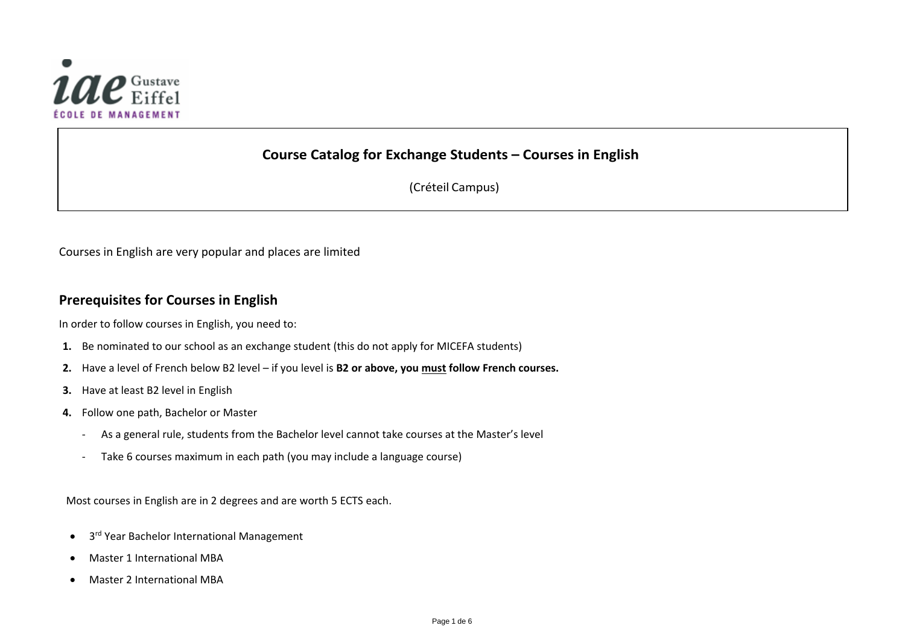# Course Catalog for Exchange Students – Courses in English

(Créteil Campus)

Courses in English are very popular and places are limited

## Prerequisites for Courses in English

In order to follow courses in English, you need to:

1. Be nominated to our school as an exchange student (this do not apply for MICEFA students)
2. Have a level of French below B2 level – if you level is **B2 or above, you <u>must</u> follow French courses.**
3. Have at least B2 level in English
4. Follow one path, Bachelor or Master
   - As a general rule, students from the Bachelor level cannot take courses at the Master's level
   - Take 6 courses maximum in each path (you may include a language course)

Most courses in English are in 2 degrees and are worth 5 ECTS each.

- 3rd Year Bachelor International Management
- Master 1 International MBA
- Master 2 International MBA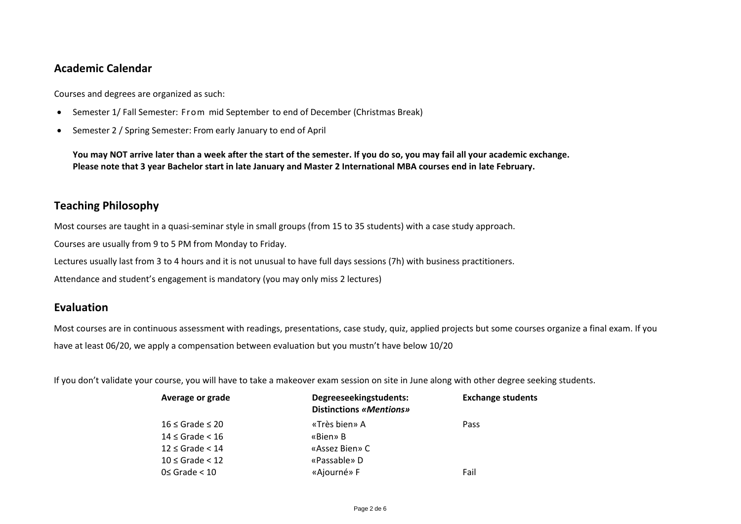## Academic Calendar

Courses and degrees are organized as such:

- Semester 1/ Fall Semester: From mid September to end of December (Christmas Break)
- Semester 2 / Spring Semester: From early January to end of April

**You may NOT arrive later than a week after the start of the semester. If you do so, you may fail all your academic exchange.**
**Please note that 3 year Bachelor start in late January and Master 2 International MBA courses end in late February.**

## Teaching Philosophy

Most courses are taught in a quasi-seminar style in small groups (from 15 to 35 students) with a case study approach.

Courses are usually from 9 to 5 PM from Monday to Friday.

Lectures usually last from 3 to 4 hours and it is not unusual to have full days sessions (7h) with business practitioners.

Attendance and student's engagement is mandatory (you may only miss 2 lectures)

## Evaluation

Most courses are in continuous assessment with readings, presentations, case study, quiz, applied projects but some courses organize a final exam. If you have at least 06/20, we apply a compensation between evaluation but you mustn't have below 10/20

If you don't validate your course, you will have to take a makeover exam session on site in June along with other degree seeking students.

| Average or grade | Degreeseekingstudents: Distinctions *«Mentions»* | Exchange students |
|---|---|---|
| 16 ≤ Grade ≤ 20 | «Très bien» A | Pass |
| 14 ≤ Grade < 16 | «Bien» B | |
| 12 ≤ Grade < 14 | «Assez Bien» C | |
| 10 ≤ Grade < 12 | «Passable» D | |
| 0≤ Grade < 10 | «Ajourné» F | Fail |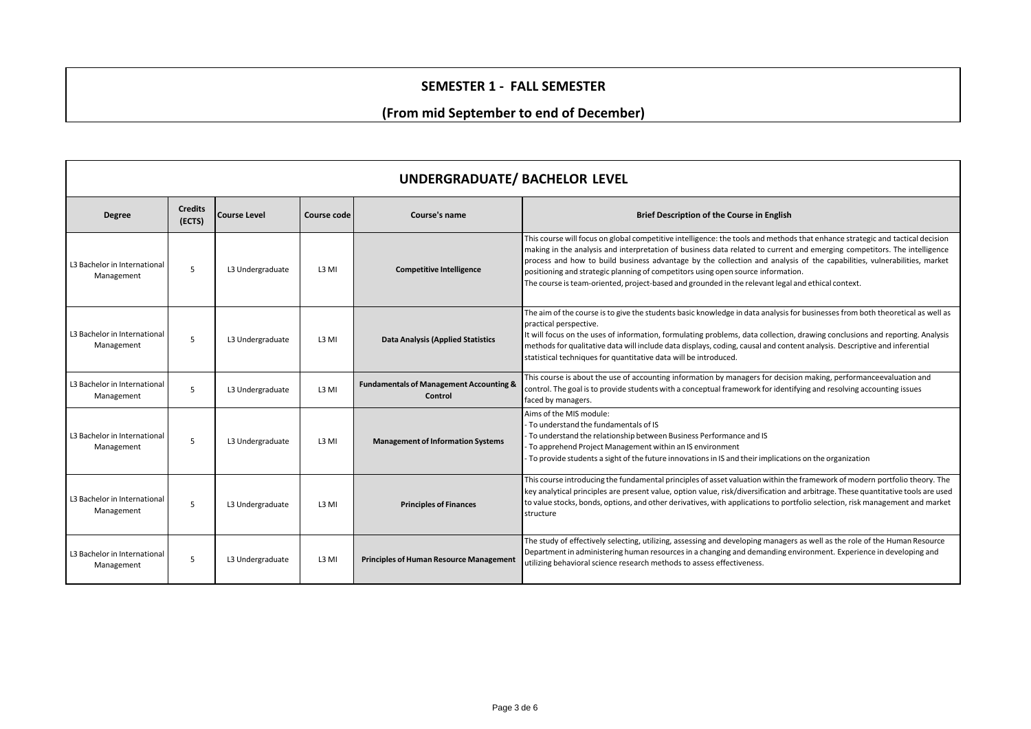# SEMESTER 1 - FALL SEMESTER

## (From mid September to end of December)

## UNDERGRADUATE/ BACHELOR LEVEL

| Degree | Credits (ECTS) | Course Level | Course code | Course's name | Brief Description of the Course in English |
|---|---|---|---|---|---|
| L3 Bachelor in International Management | 5 | L3 Undergraduate | L3 MI | **Competitive Intelligence** | This course will focus on global competitive intelligence: the tools and methods that enhance strategic and tactical decision making in the analysis and interpretation of business data related to current and emerging competitors. The intelligence process and how to build business advantage by the collection and analysis of the capabilities, vulnerabilities, market positioning and strategic planning of competitors using open source information.<br>The course is team-oriented, project-based and grounded in the relevant legal and ethical context. |
| L3 Bachelor in International Management | 5 | L3 Undergraduate | L3 MI | **Data Analysis (Applied Statistics** | The aim of the course is to give the students basic knowledge in data analysis for businesses from both theoretical as well as practical perspective.<br>It will focus on the uses of information, formulating problems, data collection, drawing conclusions and reporting. Analysis methods for qualitative data will include data displays, coding, causal and content analysis. Descriptive and inferential statistical techniques for quantitative data will be introduced. |
| L3 Bachelor in International Management | 5 | L3 Undergraduate | L3 MI | **Fundamentals of Management Accounting & Control** | This course is about the use of accounting information by managers for decision making, performanceevaluation and control. The goal is to provide students with a conceptual framework for identifying and resolving accounting issues faced by managers. |
| L3 Bachelor in International Management | 5 | L3 Undergraduate | L3 MI | **Management of Information Systems** | Aims of the MIS module:<br>- To understand the fundamentals of IS<br>- To understand the relationship between Business Performance and IS<br>- To apprehend Project Management within an IS environment<br>- To provide students a sight of the future innovations in IS and their implications on the organization |
| L3 Bachelor in International Management | 5 | L3 Undergraduate | L3 MI | **Principles of Finances** | This course introducing the fundamental principles of asset valuation within the framework of modern portfolio theory. The key analytical principles are present value, option value, risk/diversification and arbitrage. These quantitative tools are used to value stocks, bonds, options, and other derivatives, with applications to portfolio selection, risk management and market structure |
| L3 Bachelor in International Management | 5 | L3 Undergraduate | L3 MI | **Principles of Human Resource Management** | The study of effectively selecting, utilizing, assessing and developing managers as well as the role of the Human Resource Department in administering human resources in a changing and demanding environment. Experience in developing and utilizing behavioral science research methods to assess effectiveness. |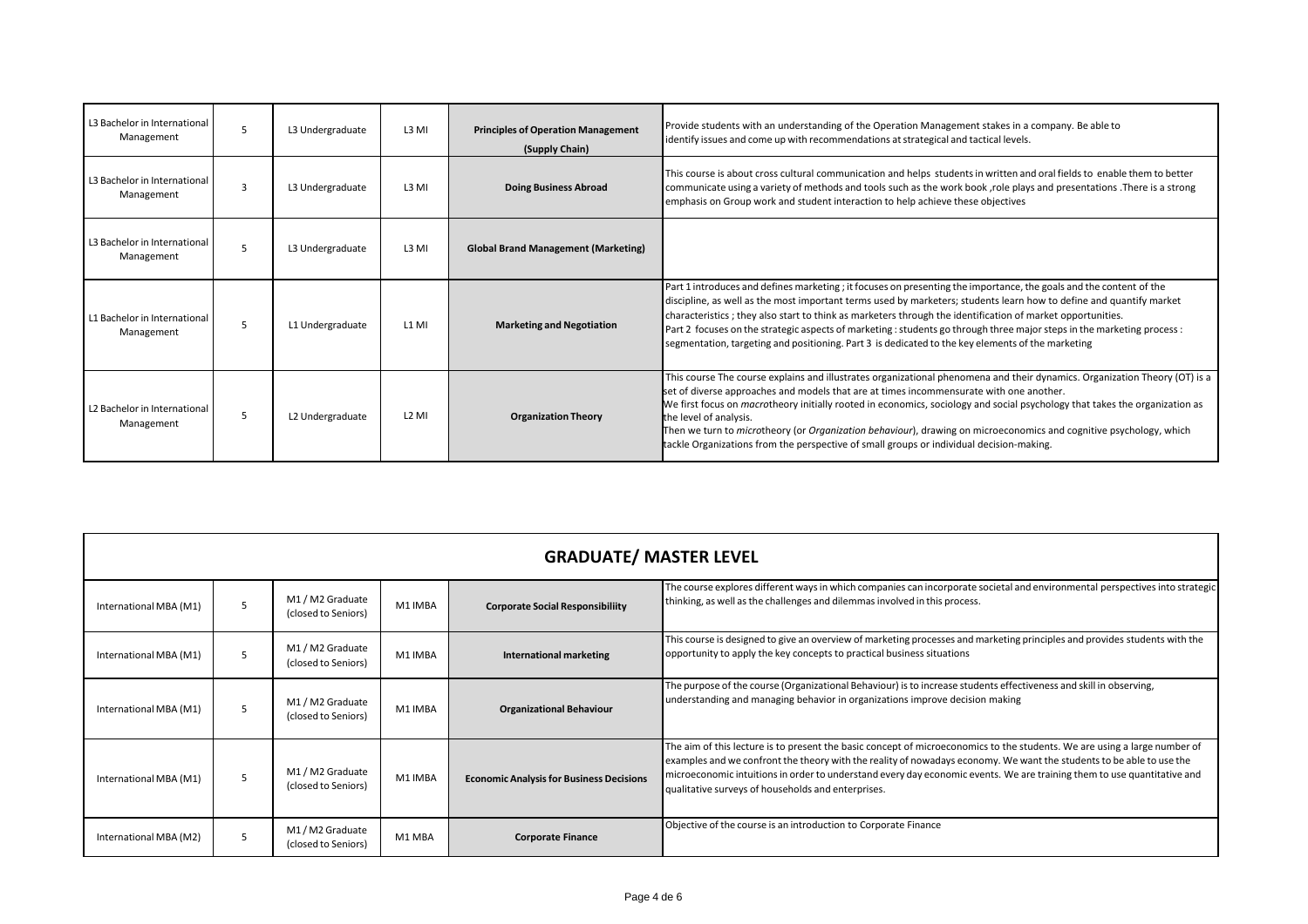| | | | | | |
|---|---|---|---|---|---|
| L3 Bachelor in International Management | 5 | L3 Undergraduate | L3 MI | **Principles of Operation Management (Supply Chain)** | Provide students with an understanding of the Operation Management stakes in a company. Be able to identify issues and come up with recommendations at strategical and tactical levels. |
| L3 Bachelor in International Management | 3 | L3 Undergraduate | L3 MI | **Doing Business Abroad** | This course is about cross cultural communication and helps students in written and oral fields to enable them to better communicate using a variety of methods and tools such as the work book ,role plays and presentations .There is a strong emphasis on Group work and student interaction to help achieve these objectives |
| L3 Bachelor in International Management | 5 | L3 Undergraduate | L3 MI | **Global Brand Management (Marketing)** | |
| L1 Bachelor in International Management | 5 | L1 Undergraduate | L1 MI | **Marketing and Negotiation** | Part 1 introduces and defines marketing ; it focuses on presenting the importance, the goals and the content of the discipline, as well as the most important terms used by marketers; students learn how to define and quantify market characteristics ; they also start to think as marketers through the identification of market opportunities. Part 2 focuses on the strategic aspects of marketing : students go through three major steps in the marketing process : segmentation, targeting and positioning. Part 3 is dedicated to the key elements of the marketing |
| L2 Bachelor in International Management | 5 | L2 Undergraduate | L2 MI | **Organization Theory** | This course The course explains and illustrates organizational phenomena and their dynamics. Organization Theory (OT) is a set of diverse approaches and models that are at times incommensurate with one another. We first focus on *macro*theory initially rooted in economics, sociology and social psychology that takes the organization as the level of analysis. Then we turn to *micro*theory (or *Organization behaviour*), drawing on microeconomics and cognitive psychology, which tackle Organizations from the perspective of small groups or individual decision-making. |

## GRADUATE/ MASTER LEVEL

| | | | | | |
|---|---|---|---|---|---|
| International MBA (M1) | 5 | M1 / M2 Graduate (closed to Seniors) | M1 IMBA | **Corporate Social Responsibiliity** | The course explores different ways in which companies can incorporate societal and environmental perspectives into strategic thinking, as well as the challenges and dilemmas involved in this process. |
| International MBA (M1) | 5 | M1 / M2 Graduate (closed to Seniors) | M1 IMBA | **International marketing** | This course is designed to give an overview of marketing processes and marketing principles and provides students with the opportunity to apply the key concepts to practical business situations |
| International MBA (M1) | 5 | M1 / M2 Graduate (closed to Seniors) | M1 IMBA | **Organizational Behaviour** | The purpose of the course (Organizational Behaviour) is to increase students effectiveness and skill in observing, understanding and managing behavior in organizations improve decision making |
| International MBA (M1) | 5 | M1 / M2 Graduate (closed to Seniors) | M1 IMBA | **Economic Analysis for Business Decisions** | The aim of this lecture is to present the basic concept of microeconomics to the students. We are using a large number of examples and we confront the theory with the reality of nowadays economy. We want the students to be able to use the microeconomic intuitions in order to understand every day economic events. We are training them to use quantitative and qualitative surveys of households and enterprises. |
| International MBA (M2) | 5 | M1 / M2 Graduate (closed to Seniors) | M1 MBA | **Corporate Finance** | Objective of the course is an introduction to Corporate Finance |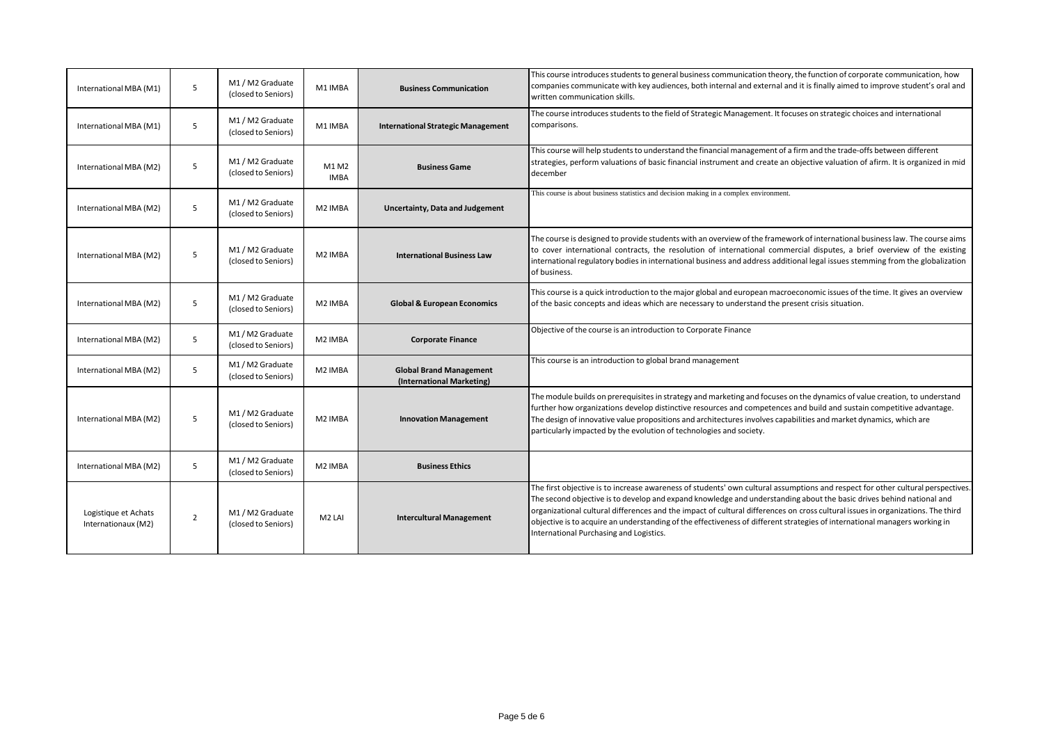| | | | | | |
|---|---|---|---|---|---|
| International MBA (M1) | 5 | M1 / M2 Graduate (closed to Seniors) | M1 IMBA | **Business Communication** | This course introduces students to general business communication theory, the function of corporate communication, how companies communicate with key audiences, both internal and external and it is finally aimed to improve student's oral and written communication skills. |
| International MBA (M1) | 5 | M1 / M2 Graduate (closed to Seniors) | M1 IMBA | **International Strategic Management** | The course introduces students to the field of Strategic Management. It focuses on strategic choices and international comparisons. |
| International MBA (M2) | 5 | M1 / M2 Graduate (closed to Seniors) | M1 M2 IMBA | **Business Game** | This course will help students to understand the financial management of a firm and the trade-offs between different strategies, perform valuations of basic financial instrument and create an objective valuation of afirm. It is organized in mid december |
| International MBA (M2) | 5 | M1 / M2 Graduate (closed to Seniors) | M2 IMBA | **Uncertainty, Data and Judgement** | This course is about business statistics and decision making in a complex environment. |
| International MBA (M2) | 5 | M1 / M2 Graduate (closed to Seniors) | M2 IMBA | **International Business Law** | The course is designed to provide students with an overview of the framework of international business law. The course aims to cover international contracts, the resolution of international commercial disputes, a brief overview of the existing international regulatory bodies in international business and address additional legal issues stemming from the globalization of business. |
| International MBA (M2) | 5 | M1 / M2 Graduate (closed to Seniors) | M2 IMBA | **Global & European Economics** | This course is a quick introduction to the major global and european macroeconomic issues of the time. It gives an overview of the basic concepts and ideas which are necessary to understand the present crisis situation. |
| International MBA (M2) | 5 | M1 / M2 Graduate (closed to Seniors) | M2 IMBA | **Corporate Finance** | Objective of the course is an introduction to Corporate Finance |
| International MBA (M2) | 5 | M1 / M2 Graduate (closed to Seniors) | M2 IMBA | **Global Brand Management (International Marketing)** | This course is an introduction to global brand management |
| International MBA (M2) | 5 | M1 / M2 Graduate (closed to Seniors) | M2 IMBA | **Innovation Management** | The module builds on prerequisites in strategy and marketing and focuses on the dynamics of value creation, to understand further how organizations develop distinctive resources and competences and build and sustain competitive advantage. The design of innovative value propositions and architectures involves capabilities and market dynamics, which are particularly impacted by the evolution of technologies and society. |
| International MBA (M2) | 5 | M1 / M2 Graduate (closed to Seniors) | M2 IMBA | **Business Ethics** | |
| Logistique et Achats Internationaux (M2) | 2 | M1 / M2 Graduate (closed to Seniors) | M2 LAI | **Intercultural Management** | The first objective is to increase awareness of students' own cultural assumptions and respect for other cultural perspectives. The second objective is to develop and expand knowledge and understanding about the basic drives behind national and organizational cultural differences and the impact of cultural differences on cross cultural issues in organizations. The third objective is to acquire an understanding of the effectiveness of different strategies of international managers working in International Purchasing and Logistics. |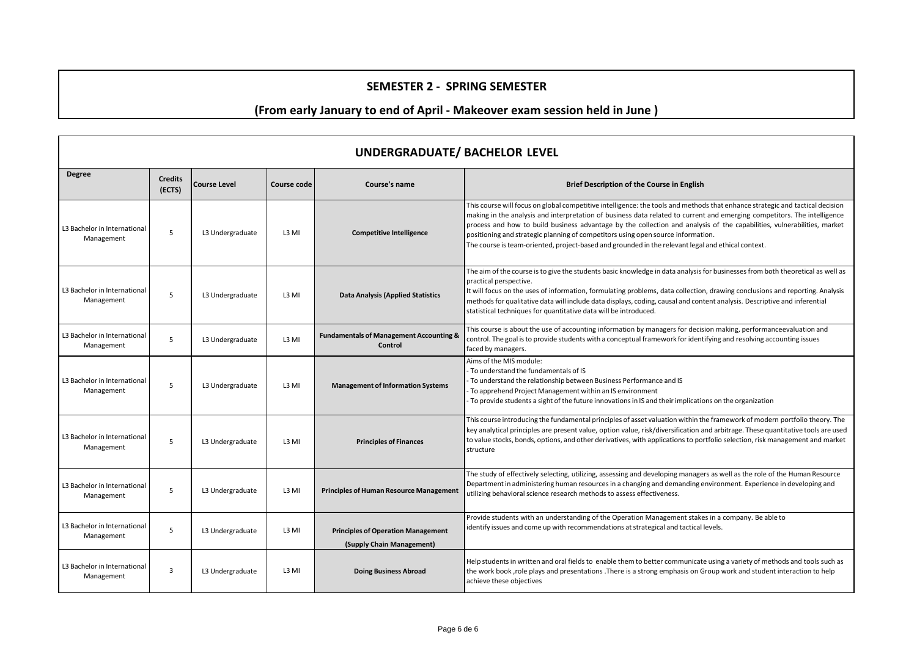## SEMESTER 2 - SPRING SEMESTER

### (From early January to end of April - Makeover exam session held in June )

## UNDERGRADUATE/ BACHELOR LEVEL

| Degree | Credits (ECTS) | Course Level | Course code | Course's name | Brief Description of the Course in English |
|---|---|---|---|---|---|
| L3 Bachelor in International Management | 5 | L3 Undergraduate | L3 MI | **Competitive Intelligence** | This course will focus on global competitive intelligence: the tools and methods that enhance strategic and tactical decision making in the analysis and interpretation of business data related to current and emerging competitors. The intelligence process and how to build business advantage by the collection and analysis of the capabilities, vulnerabilities, market positioning and strategic planning of competitors using open source information.<br>The course is team-oriented, project-based and grounded in the relevant legal and ethical context. |
| L3 Bachelor in International Management | 5 | L3 Undergraduate | L3 MI | **Data Analysis (Applied Statistics** | The aim of the course is to give the students basic knowledge in data analysis for businesses from both theoretical as well as practical perspective.<br>It will focus on the uses of information, formulating problems, data collection, drawing conclusions and reporting. Analysis methods for qualitative data will include data displays, coding, causal and content analysis. Descriptive and inferential statistical techniques for quantitative data will be introduced. |
| L3 Bachelor in International Management | 5 | L3 Undergraduate | L3 MI | **Fundamentals of Management Accounting & Control** | This course is about the use of accounting information by managers for decision making, performanceevaluation and control. The goal is to provide students with a conceptual framework for identifying and resolving accounting issues faced by managers. |
| L3 Bachelor in International Management | 5 | L3 Undergraduate | L3 MI | **Management of Information Systems** | Aims of the MIS module:<br>- To understand the fundamentals of IS<br>- To understand the relationship between Business Performance and IS<br>- To apprehend Project Management within an IS environment<br>- To provide students a sight of the future innovations in IS and their implications on the organization |
| L3 Bachelor in International Management | 5 | L3 Undergraduate | L3 MI | **Principles of Finances** | This course introducing the fundamental principles of asset valuation within the framework of modern portfolio theory. The key analytical principles are present value, option value, risk/diversification and arbitrage. These quantitative tools are used to value stocks, bonds, options, and other derivatives, with applications to portfolio selection, risk management and market structure |
| L3 Bachelor in International Management | 5 | L3 Undergraduate | L3 MI | **Principles of Human Resource Management** | The study of effectively selecting, utilizing, assessing and developing managers as well as the role of the Human Resource Department in administering human resources in a changing and demanding environment. Experience in developing and utilizing behavioral science research methods to assess effectiveness. |
| L3 Bachelor in International Management | 5 | L3 Undergraduate | L3 MI | **Principles of Operation Management (Supply Chain Management)** | Provide students with an understanding of the Operation Management stakes in a company. Be able to identify issues and come up with recommendations at strategical and tactical levels. |
| L3 Bachelor in International Management | 3 | L3 Undergraduate | L3 MI | **Doing Business Abroad** | Help students in written and oral fields to enable them to better communicate using a variety of methods and tools such as the work book ,role plays and presentations .There is a strong emphasis on Group work and student interaction to help achieve these objectives |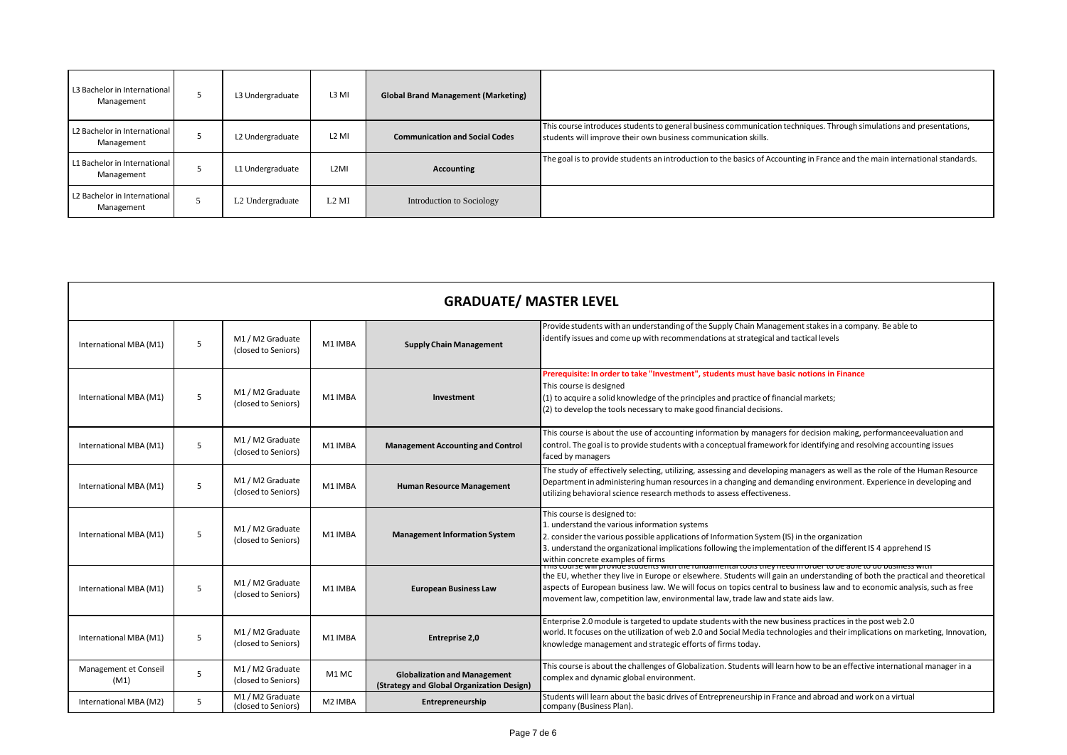| | | | | | |
|---|---|---|---|---|---|
| L3 Bachelor in International Management | 5 | L3 Undergraduate | L3 MI | **Global Brand Management (Marketing)** | |
| L2 Bachelor in International Management | 5 | L2 Undergraduate | L2 MI | **Communication and Social Codes** | This course introduces students to general business communication techniques. Through simulations and presentations, students will improve their own business communication skills. |
| L1 Bachelor in International Management | 5 | L1 Undergraduate | L2MI | **Accounting** | The goal is to provide students an introduction to the basics of Accounting in France and the main international standards. |
| L2 Bachelor in International Management | 5 | L2 Undergraduate | L2 MI | Introduction to Sociology | |

| GRADUATE/ MASTER LEVEL | | | | | |
|---|---|---|---|---|---|
| International MBA (M1) | 5 | M1 / M2 Graduate (closed to Seniors) | M1 IMBA | **Supply Chain Management** | Provide students with an understanding of the Supply Chain Management stakes in a company. Be able to identify issues and come up with recommendations at strategical and tactical levels |
| International MBA (M1) | 5 | M1 / M2 Graduate (closed to Seniors) | M1 IMBA | **Investment** | **Prerequisite: In order to take "Investment", students must have basic notions in Finance** This course is designed (1) to acquire a solid knowledge of the principles and practice of financial markets; (2) to develop the tools necessary to make good financial decisions. |
| International MBA (M1) | 5 | M1 / M2 Graduate (closed to Seniors) | M1 IMBA | **Management Accounting and Control** | This course is about the use of accounting information by managers for decision making, performanceevaluation and control. The goal is to provide students with a conceptual framework for identifying and resolving accounting issues faced by managers |
| International MBA (M1) | 5 | M1 / M2 Graduate (closed to Seniors) | M1 IMBA | **Human Resource Management** | The study of effectively selecting, utilizing, assessing and developing managers as well as the role of the Human Resource Department in administering human resources in a changing and demanding environment. Experience in developing and utilizing behavioral science research methods to assess effectiveness. |
| International MBA (M1) | 5 | M1 / M2 Graduate (closed to Seniors) | M1 IMBA | **Management Information System** | This course is designed to: 1. understand the various information systems 2. consider the various possible applications of Information System (IS) in the organization 3. understand the organizational implications following the implementation of the different IS 4 apprehend IS within concrete examples of firms |
| International MBA (M1) | 5 | M1 / M2 Graduate (closed to Seniors) | M1 IMBA | **European Business Law** | This course will provide students with the fundamental tools they need in order to be able to do business with the EU, whether they live in Europe or elsewhere. Students will gain an understanding of both the practical and theoretical aspects of European business law. We will focus on topics central to business law and to economic analysis, such as free movement law, competition law, environmental law, trade law and state aids law. |
| International MBA (M1) | 5 | M1 / M2 Graduate (closed to Seniors) | M1 IMBA | **Entreprise 2,0** | Enterprise 2.0 module is targeted to update students with the new business practices in the post web 2.0 world. It focuses on the utilization of web 2.0 and Social Media technologies and their implications on marketing, Innovation, knowledge management and strategic efforts of firms today. |
| Management et Conseil (M1) | 5 | M1 / M2 Graduate (closed to Seniors) | M1 MC | **Globalization and Management (Strategy and Global Organization Design)** | This course is about the challenges of Globalization. Students will learn how to be an effective international manager in a complex and dynamic global environment. |
| International MBA (M2) | 5 | M1 / M2 Graduate (closed to Seniors) | M2 IMBA | **Entrepreneurship** | Students will learn about the basic drives of Entrepreneurship in France and abroad and work on a virtual company (Business Plan). |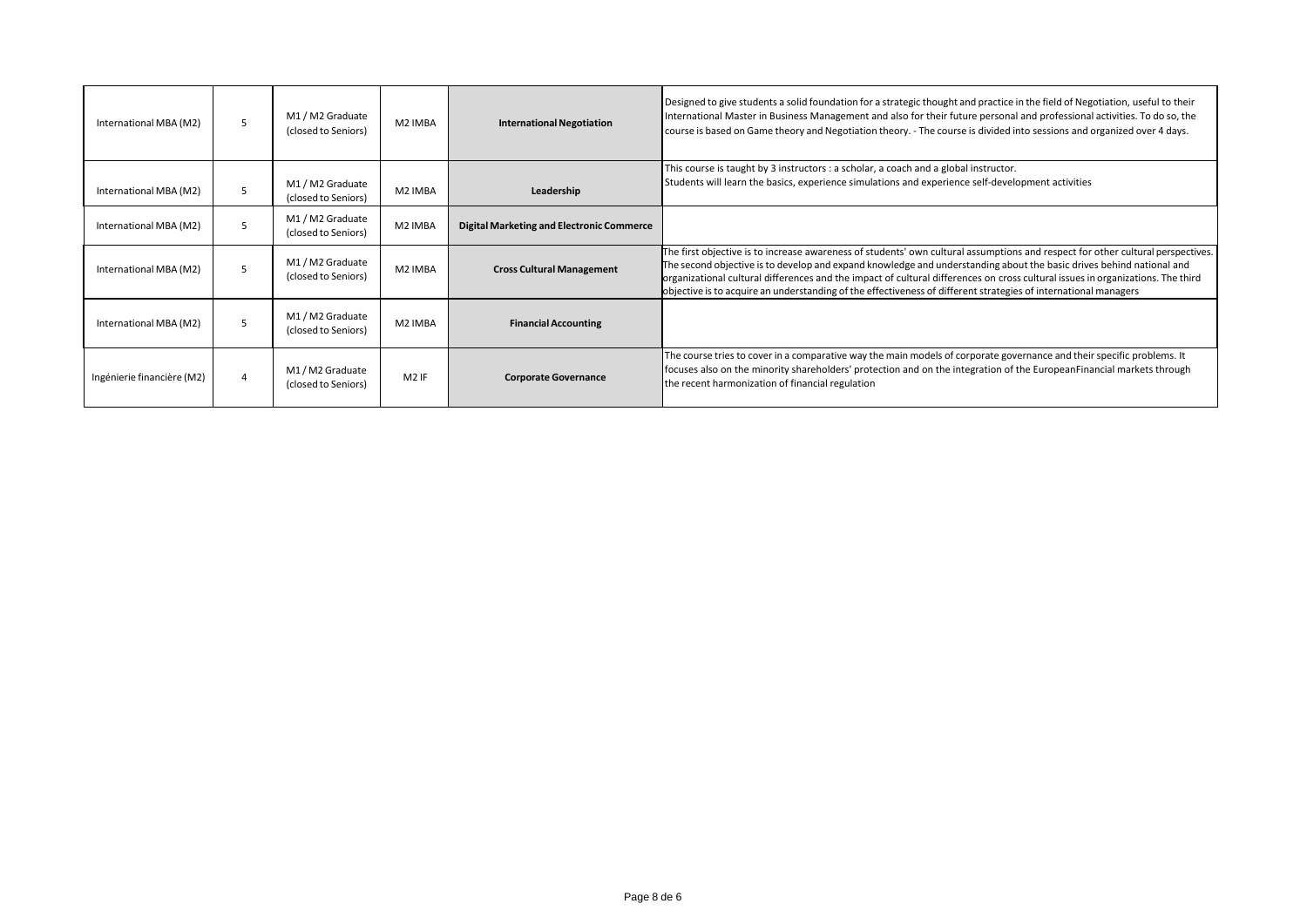| | | | | | |
|---|---|---|---|---|---|
| International MBA (M2) | 5 | M1 / M2 Graduate (closed to Seniors) | M2 IMBA | **International Negotiation** | Designed to give students a solid foundation for a strategic thought and practice in the field of Negotiation, useful to their International Master in Business Management and also for their future personal and professional activities. To do so, the course is based on Game theory and Negotiation theory. - The course is divided into sessions and organized over 4 days. |
| International MBA (M2) | 5 | M1 / M2 Graduate (closed to Seniors) | M2 IMBA | **Leadership** | This course is taught by 3 instructors : a scholar, a coach and a global instructor. Students will learn the basics, experience simulations and experience self-development activities |
| International MBA (M2) | 5 | M1 / M2 Graduate (closed to Seniors) | M2 IMBA | **Digital Marketing and Electronic Commerce** | |
| International MBA (M2) | 5 | M1 / M2 Graduate (closed to Seniors) | M2 IMBA | **Cross Cultural Management** | The first objective is to increase awareness of students' own cultural assumptions and respect for other cultural perspectives. The second objective is to develop and expand knowledge and understanding about the basic drives behind national and organizational cultural differences and the impact of cultural differences on cross cultural issues in organizations. The third objective is to acquire an understanding of the effectiveness of different strategies of international managers |
| International MBA (M2) | 5 | M1 / M2 Graduate (closed to Seniors) | M2 IMBA | **Financial Accounting** | |
| Ingénierie financière (M2) | 4 | M1 / M2 Graduate (closed to Seniors) | M2 IF | **Corporate Governance** | The course tries to cover in a comparative way the main models of corporate governance and their specific problems. It focuses also on the minority shareholders' protection and on the integration of the EuropeanFinancial markets through the recent harmonization of financial regulation |